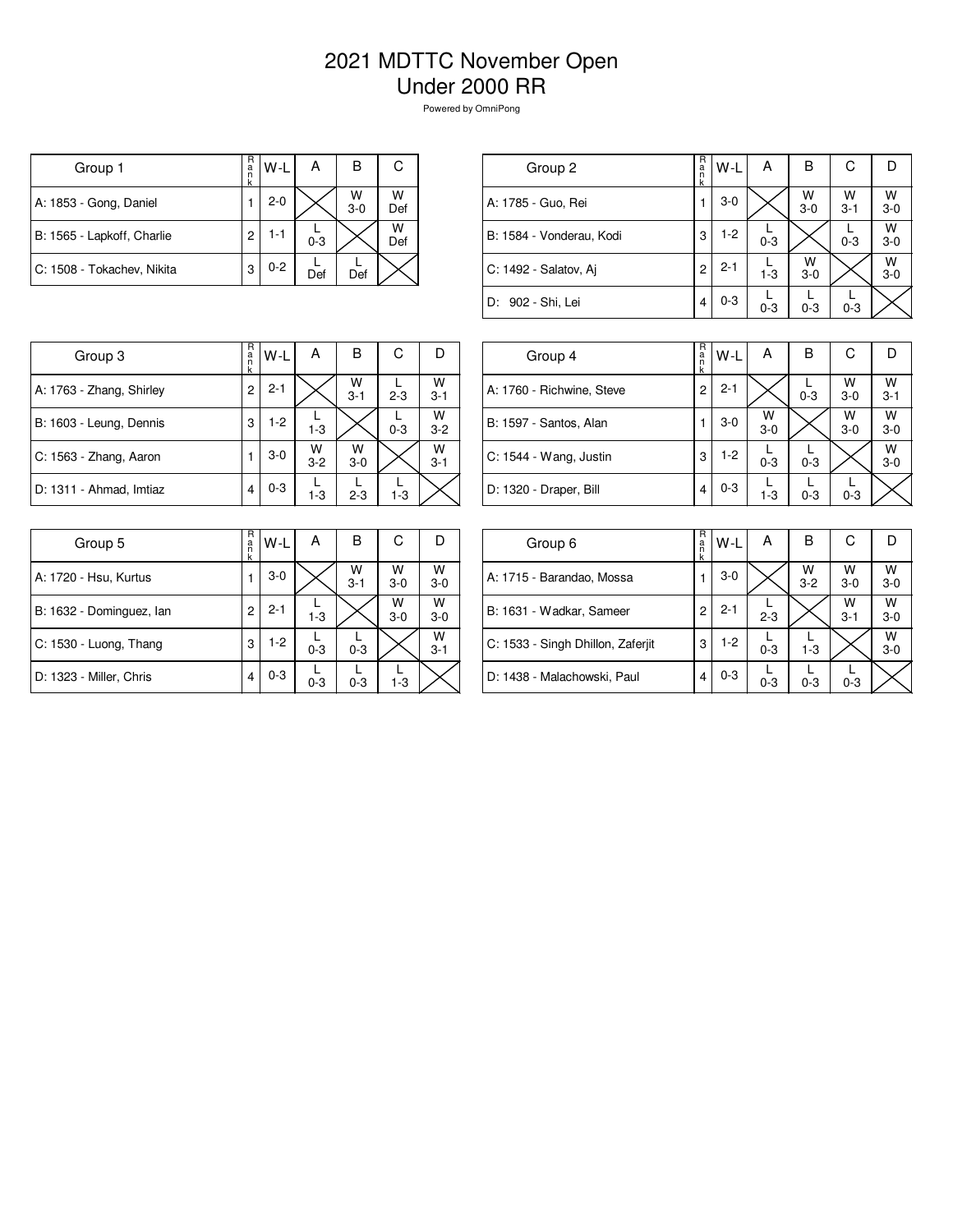# 2021 MDTTC November Open
## Under 2000 RR

Powered by OmniPong

| Group 1 | Rank | W-L | A | B | C |
|---|---|---|---|---|---|
| A: 1853 - Gong, Daniel | 1 | 2-0 | | W 3-0 | W Def |
| B: 1565 - Lapkoff, Charlie | 2 | 1-1 | L 0-3 | | W Def |
| C: 1508 - Tokachev, Nikita | 3 | 0-2 | L Def | L Def | |

| Group 2 | Rank | W-L | A | B | C | D |
|---|---|---|---|---|---|---|
| A: 1785 - Guo, Rei | 1 | 3-0 | | W 3-0 | W 3-1 | W 3-0 |
| B: 1584 - Vonderau, Kodi | 3 | 1-2 | L 0-3 | | L 0-3 | W 3-0 |
| C: 1492 - Salatov, Aj | 2 | 2-1 | L 1-3 | W 3-0 | | W 3-0 |
| D: 902 - Shi, Lei | 4 | 0-3 | L 0-3 | L 0-3 | L 0-3 | |

| Group 3 | Rank | W-L | A | B | C | D |
|---|---|---|---|---|---|---|
| A: 1763 - Zhang, Shirley | 2 | 2-1 | | W 3-1 | L 2-3 | W 3-1 |
| B: 1603 - Leung, Dennis | 3 | 1-2 | L 1-3 | | L 0-3 | W 3-2 |
| C: 1563 - Zhang, Aaron | 1 | 3-0 | W 3-2 | W 3-0 | | W 3-1 |
| D: 1311 - Ahmad, Imtiaz | 4 | 0-3 | L 1-3 | L 2-3 | L 1-3 | |

| Group 4 | Rank | W-L | A | B | C | D |
|---|---|---|---|---|---|---|
| A: 1760 - Richwine, Steve | 2 | 2-1 | | L 0-3 | W 3-0 | W 3-1 |
| B: 1597 - Santos, Alan | 1 | 3-0 | W 3-0 | | W 3-0 | W 3-0 |
| C: 1544 - Wang, Justin | 3 | 1-2 | L 0-3 | L 0-3 | | W 3-0 |
| D: 1320 - Draper, Bill | 4 | 0-3 | L 1-3 | L 0-3 | L 0-3 | |

| Group 5 | Rank | W-L | A | B | C | D |
|---|---|---|---|---|---|---|
| A: 1720 - Hsu, Kurtus | 1 | 3-0 | | W 3-1 | W 3-0 | W 3-0 |
| B: 1632 - Dominguez, Ian | 2 | 2-1 | L 1-3 | | W 3-0 | W 3-0 |
| C: 1530 - Luong, Thang | 3 | 1-2 | L 0-3 | L 0-3 | | W 3-1 |
| D: 1323 - Miller, Chris | 4 | 0-3 | L 0-3 | L 0-3 | L 1-3 | |

| Group 6 | Rank | W-L | A | B | C | D |
|---|---|---|---|---|---|---|
| A: 1715 - Barandao, Mossa | 1 | 3-0 | | W 3-2 | W 3-0 | W 3-0 |
| B: 1631 - Wadkar, Sameer | 2 | 2-1 | L 2-3 | | W 3-1 | W 3-0 |
| C: 1533 - Singh Dhillon, Zaferjit | 3 | 1-2 | L 0-3 | L 1-3 | | W 3-0 |
| D: 1438 - Malachowski, Paul | 4 | 0-3 | L 0-3 | L 0-3 | L 0-3 | |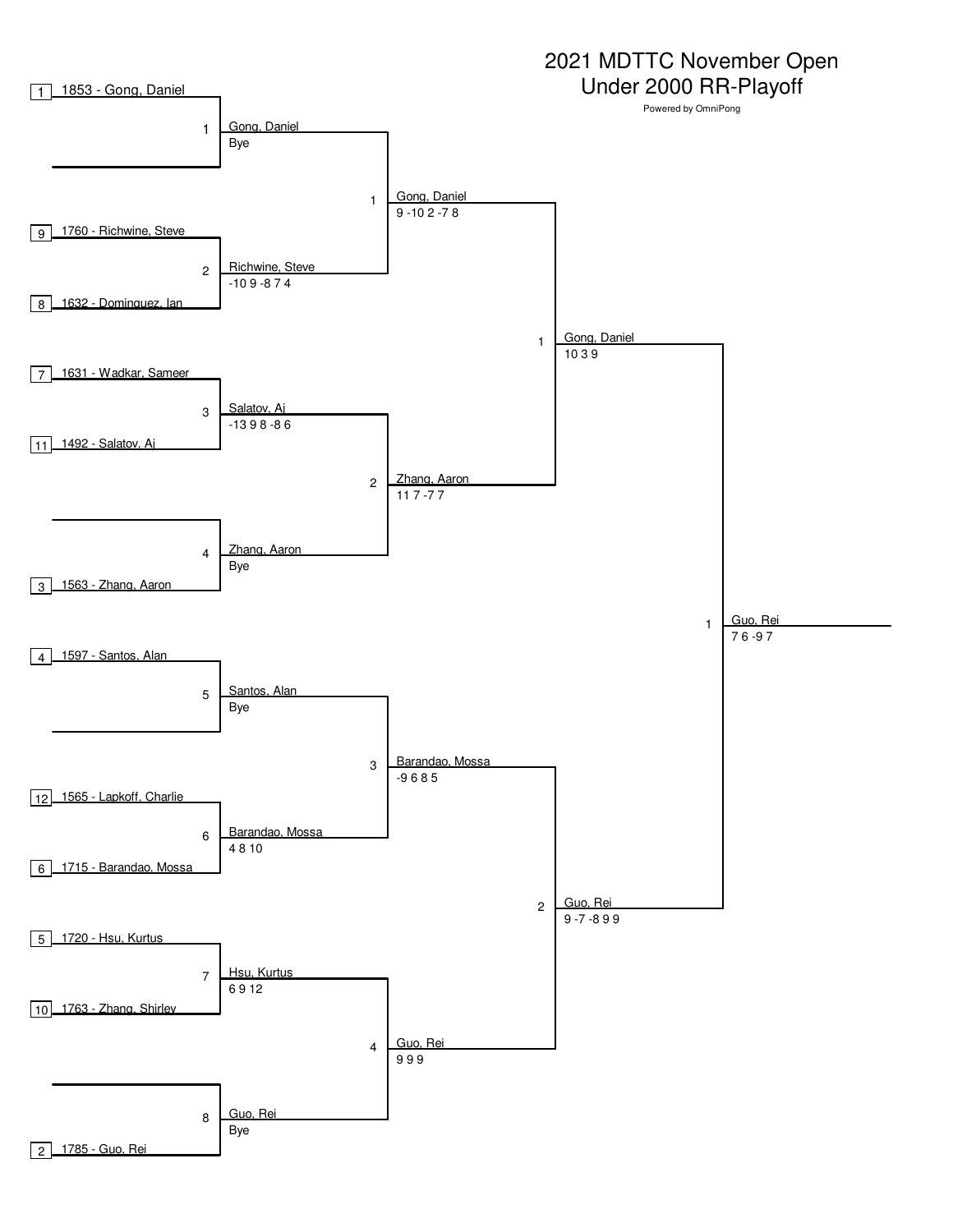# 2021 MDTTC November Open
## Under 2000 RR-Playoff

Powered by OmniPong

1 1853 - Gong, Daniel

9 1760 - Richwine, Steve

8 1632 - Dominguez, Ian

7 1631 - Wadkar, Sameer

11 1492 - Salatov, Aj

3 1563 - Zhang, Aaron

4 1597 - Santos, Alan

12 1565 - Lapkoff, Charlie

6 1715 - Barandao, Mossa

5 1720 - Hsu, Kurtus

10 1763 - Zhang, Shirley

2 1785 - Guo, Rei

1 Gong, Daniel
Bye

2 Richwine, Steve
-10 9 -8 7 4

3 Salatov, Aj
-13 9 8 -8 6

4 Zhang, Aaron
Bye

5 Santos, Alan
Bye

6 Barandao, Mossa
4 8 10

7 Hsu, Kurtus
6 9 12

8 Guo, Rei
Bye

1 Gong, Daniel
9 -10 2 -7 8

2 Zhang, Aaron
11 7 -7 7

3 Barandao, Mossa
-9 6 8 5

4 Guo, Rei
9 9 9

1 Gong, Daniel
10 3 9

2 Guo, Rei
9 -7 -8 9 9

1 Guo, Rei
7 6 -9 7